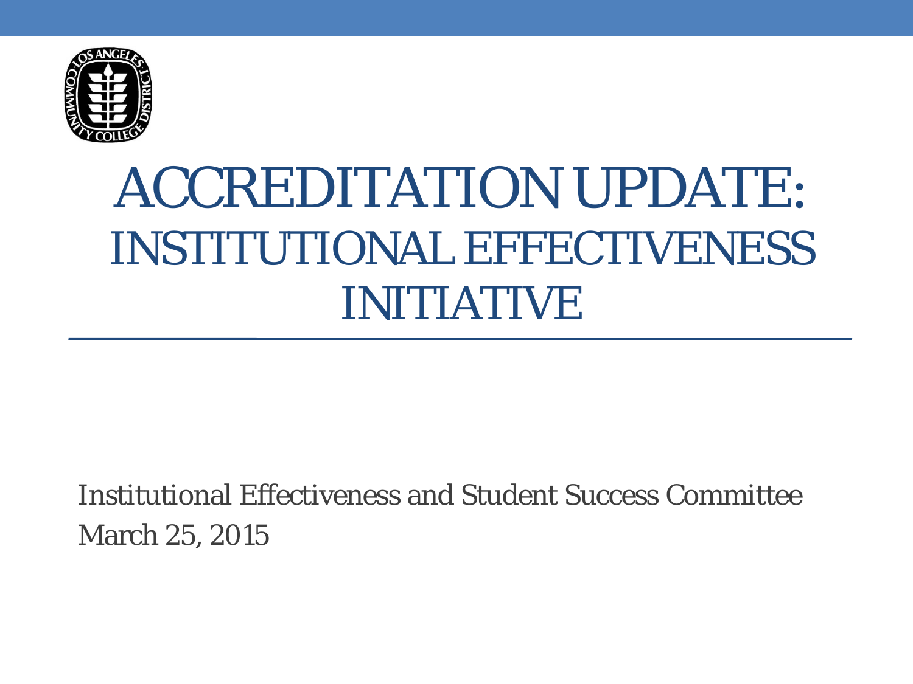# ACCREDITATION UPDATE:
## INSTITUTIONAL EFFECTIVENESS INITIATIVE

Institutional Effectiveness and Student Success Committee

March 25, 2015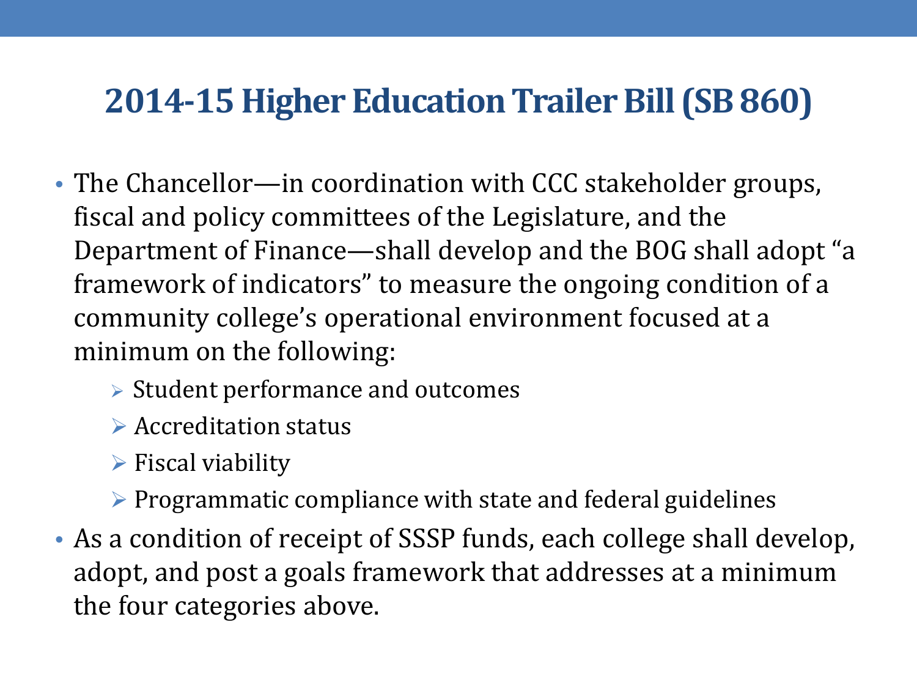# 2014-15 Higher Education Trailer Bill (SB 860)

- The Chancellor—in coordination with CCC stakeholder groups, fiscal and policy committees of the Legislature, and the Department of Finance—shall develop and the BOG shall adopt "a framework of indicators" to measure the ongoing condition of a community college's operational environment focused at a minimum on the following:
  - Student performance and outcomes
  - Accreditation status
  - Fiscal viability
  - Programmatic compliance with state and federal guidelines
- As a condition of receipt of SSSP funds, each college shall develop, adopt, and post a goals framework that addresses at a minimum the four categories above.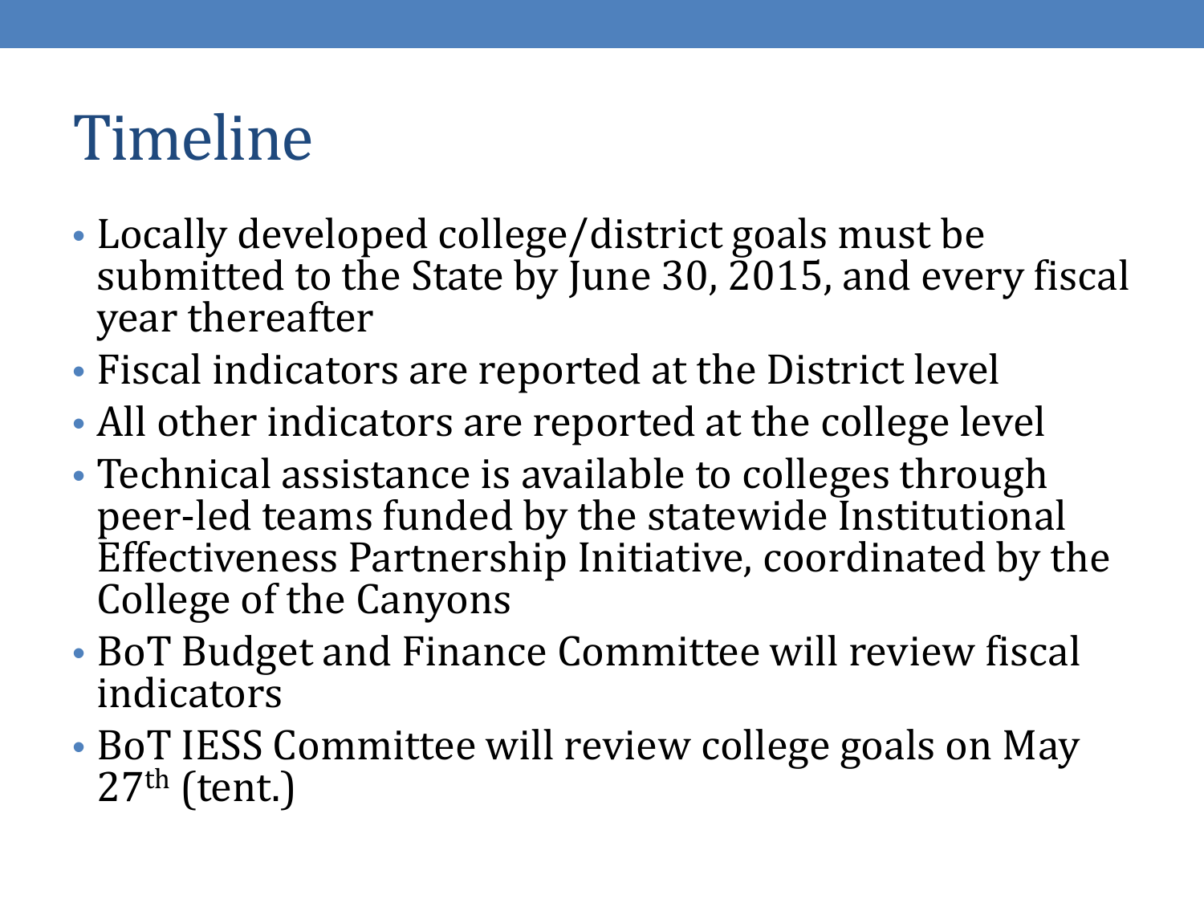# Timeline

- Locally developed college/district goals must be submitted to the State by June 30, 2015, and every fiscal year thereafter
- Fiscal indicators are reported at the District level
- All other indicators are reported at the college level
- Technical assistance is available to colleges through peer-led teams funded by the statewide Institutional Effectiveness Partnership Initiative, coordinated by the College of the Canyons
- BoT Budget and Finance Committee will review fiscal indicators
- BoT IESS Committee will review college goals on May 27th (tent.)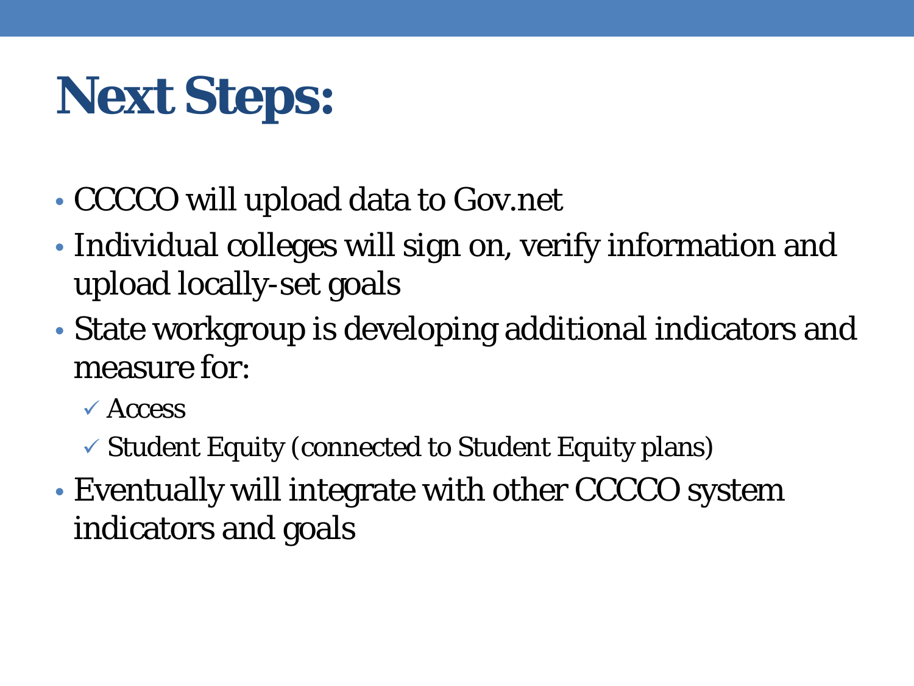# Next Steps:

- CCCCO will upload data to Gov.net
- Individual colleges will sign on, verify information and upload locally-set goals
- State workgroup is developing additional indicators and measure for:
  - ✓ Access
  - ✓ Student Equity (connected to Student Equity plans)
- Eventually will integrate with other CCCCO system indicators and goals